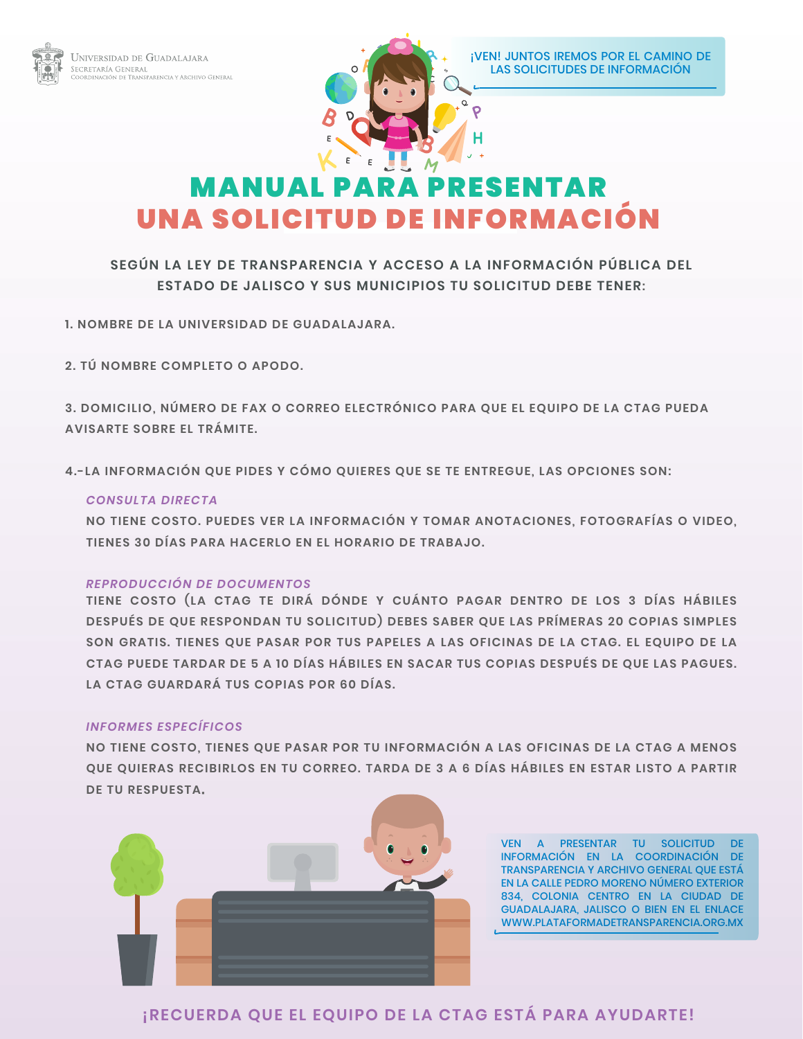Universidad de Guadalajara
Secretaría General
Coordinación de Transparencia y Archivo General

¡VEN! JUNTOS IREMOS POR EL CAMINO DE LAS SOLICITUDES DE INFORMACIÓN

# MANUAL PARA PRESENTAR UNA SOLICITUD DE INFORMACIÓN

**SEGÚN LA LEY DE TRANSPARENCIA Y ACCESO A LA INFORMACIÓN PÚBLICA DEL ESTADO DE JALISCO Y SUS MUNICIPIOS TU SOLICITUD DEBE TENER:**

1. NOMBRE DE LA UNIVERSIDAD DE GUADALAJARA.

2. TÚ NOMBRE COMPLETO O APODO.

3. DOMICILIO, NÚMERO DE FAX O CORREO ELECTRÓNICO PARA QUE EL EQUIPO DE LA CTAG PUEDA AVISARTE SOBRE EL TRÁMITE.

4.-LA INFORMACIÓN QUE PIDES Y CÓMO QUIERES QUE SE TE ENTREGUE, LAS OPCIONES SON:

*CONSULTA DIRECTA*

NO TIENE COSTO. PUEDES VER LA INFORMACIÓN Y TOMAR ANOTACIONES, FOTOGRAFÍAS O VIDEO, TIENES 30 DÍAS PARA HACERLO EN EL HORARIO DE TRABAJO.

*REPRODUCCIÓN DE DOCUMENTOS*

TIENE COSTO (LA CTAG TE DIRÁ DÓNDE Y CUÁNTO PAGAR DENTRO DE LOS 3 DÍAS HÁBILES DESPUÉS DE QUE RESPONDAN TU SOLICITUD) DEBES SABER QUE LAS PRÍMERAS 20 COPIAS SIMPLES SON GRATIS. TIENES QUE PASAR POR TUS PAPELES A LAS OFICINAS DE LA CTAG. EL EQUIPO DE LA CTAG PUEDE TARDAR DE 5 A 10 DÍAS HÁBILES EN SACAR TUS COPIAS DESPUÉS DE QUE LAS PAGUES. LA CTAG GUARDARÁ TUS COPIAS POR 60 DÍAS.

*INFORMES ESPECÍFICOS*

NO TIENE COSTO, TIENES QUE PASAR POR TU INFORMACIÓN A LAS OFICINAS DE LA CTAG A MENOS QUE QUIERAS RECIBIRLOS EN TU CORREO. TARDA DE 3 A 6 DÍAS HÁBILES EN ESTAR LISTO A PARTIR DE TU RESPUESTA.

VEN A PRESENTAR TU SOLICITUD DE INFORMACIÓN EN LA COORDINACIÓN DE TRANSPARENCIA Y ARCHIVO GENERAL QUE ESTÁ EN LA CALLE PEDRO MORENO NÚMERO EXTERIOR 834, COLONIA CENTRO EN LA CIUDAD DE GUADALAJARA, JALISCO O BIEN EN EL ENLACE WWW.PLATAFORMADETRANSPARENCIA.ORG.MX

**¡RECUERDA QUE EL EQUIPO DE LA CTAG ESTÁ PARA AYUDARTE!**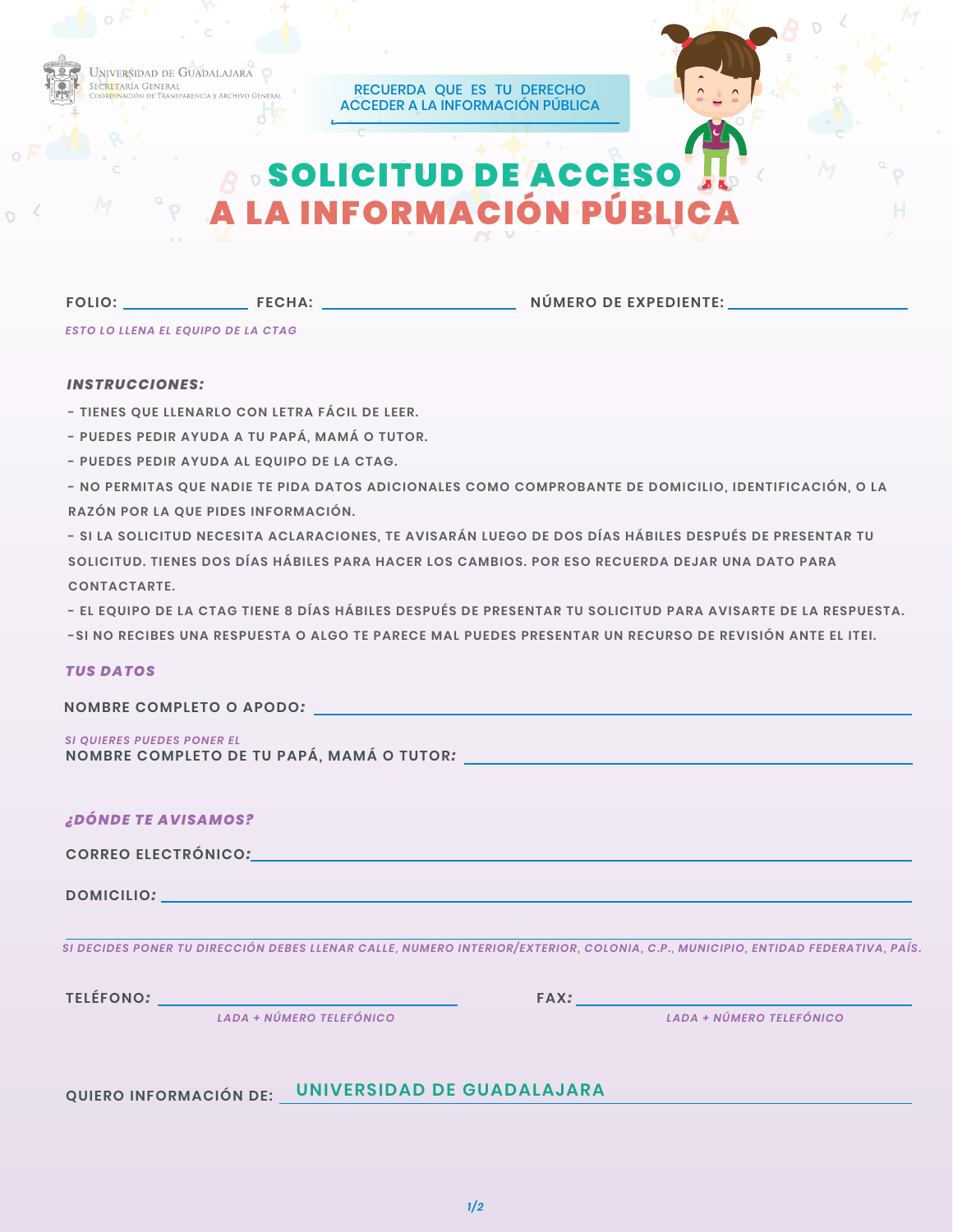Universidad de Guadalajara
Secretaría General
Coordinación de Transparencia y Archivo General

RECUERDA QUE ES TU DERECHO ACCEDER A LA INFORMACIÓN PÚBLICA

# SOLICITUD DE ACCESO A LA INFORMACIÓN PÚBLICA

**FOLIO:** ____________ **FECHA:** ____________ **NÚMERO DE EXPEDIENTE:** ____________

*ESTO LO LLENA EL EQUIPO DE LA CTAG*

***INSTRUCCIONES:***

- TIENES QUE LLENARLO CON LETRA FÁCIL DE LEER.
- PUEDES PEDIR AYUDA A TU PAPÁ, MAMÁ O TUTOR.
- PUEDES PEDIR AYUDA AL EQUIPO DE LA CTAG.
- NO PERMITAS QUE NADIE TE PIDA DATOS ADICIONALES COMO COMPROBANTE DE DOMICILIO, IDENTIFICACIÓN, O LA RAZÓN POR LA QUE PIDES INFORMACIÓN.
- SI LA SOLICITUD NECESITA ACLARACIONES, TE AVISARÁN LUEGO DE DOS DÍAS HÁBILES DESPUÉS DE PRESENTAR TU SOLICITUD. TIENES DOS DÍAS HÁBILES PARA HACER LOS CAMBIOS. POR ESO RECUERDA DEJAR UNA DATO PARA CONTACTARTE.
- EL EQUIPO DE LA CTAG TIENE 8 DÍAS HÁBILES DESPUÉS DE PRESENTAR TU SOLICITUD PARA AVISARTE DE LA RESPUESTA.
- SI NO RECIBES UNA RESPUESTA O ALGO TE PARECE MAL PUEDES PRESENTAR UN RECURSO DE REVISIÓN ANTE EL ITEI.

***TUS DATOS***

**NOMBRE COMPLETO O APODO:** ____________

*SI QUIERES PUEDES PONER EL*
**NOMBRE COMPLETO DE TU PAPÁ, MAMÁ O TUTOR:** ____________

***¿DÓNDE TE AVISAMOS?***

**CORREO ELECTRÓNICO:** ____________

**DOMICILIO:** ____________

*SI DECIDES PONER TU DIRECCIÓN DEBES LLENAR CALLE, NUMERO INTERIOR/EXTERIOR, COLONIA, C.P., MUNICIPIO, ENTIDAD FEDERATIVA, PAÍS.*

**TELÉFONO:** ____________
*LADA + NÚMERO TELEFÓNICO*

**FAX:** ____________
*LADA + NÚMERO TELEFÓNICO*

**QUIERO INFORMACIÓN DE:** UNIVERSIDAD DE GUADALAJARA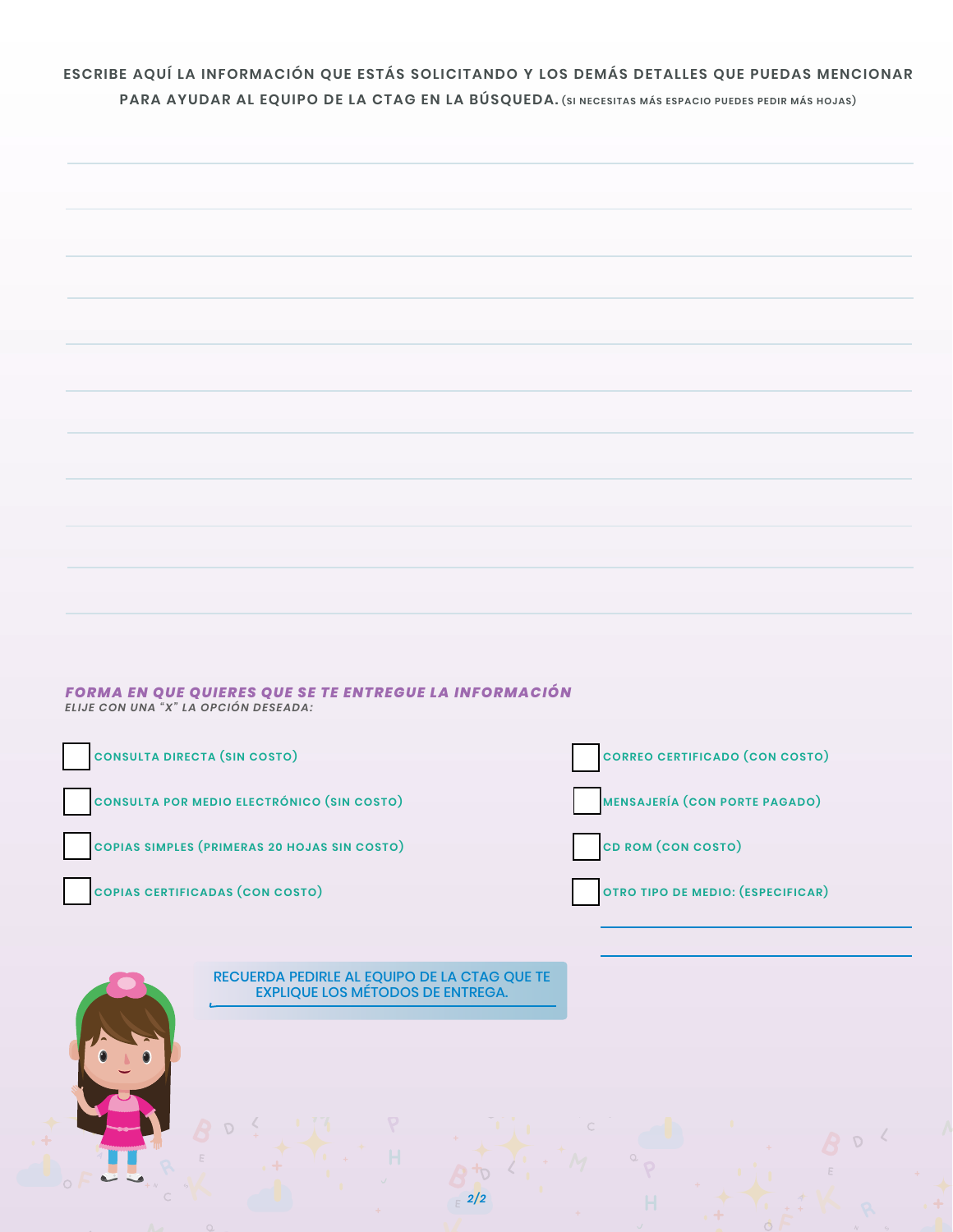ESCRIBE AQUÍ LA INFORMACIÓN QUE ESTÁS SOLICITANDO Y LOS DEMÁS DETALLES QUE PUEDAS MENCIONAR PARA AYUDAR AL EQUIPO DE LA CTAG EN LA BÚSQUEDA. (SI NECESITAS MÁS ESPACIO PUEDES PEDIR MÁS HOJAS)

___________________________________________________________________________

___________________________________________________________________________

___________________________________________________________________________

___________________________________________________________________________

___________________________________________________________________________

___________________________________________________________________________

___________________________________________________________________________

___________________________________________________________________________

___________________________________________________________________________

___________________________________________________________________________

___________________________________________________________________________

## *FORMA EN QUE QUIERES QUE SE TE ENTREGUE LA INFORMACIÓN*

***ELIJE CON UNA "X" LA OPCIÓN DESEADA:***

- ☐ CONSULTA DIRECTA (SIN COSTO)
- ☐ CONSULTA POR MEDIO ELECTRÓNICO (SIN COSTO)
- ☐ COPIAS SIMPLES (PRIMERAS 20 HOJAS SIN COSTO)
- ☐ COPIAS CERTIFICADAS (CON COSTO)
- ☐ CORREO CERTIFICADO (CON COSTO)
- ☐ MENSAJERÍA (CON PORTE PAGADO)
- ☐ CD ROM (CON COSTO)
- ☐ OTRO TIPO DE MEDIO: (ESPECIFICAR)

___________________________________________

___________________________________________

RECUERDA PEDIRLE AL EQUIPO DE LA CTAG QUE TE EXPLIQUE LOS MÉTODOS DE ENTREGA.